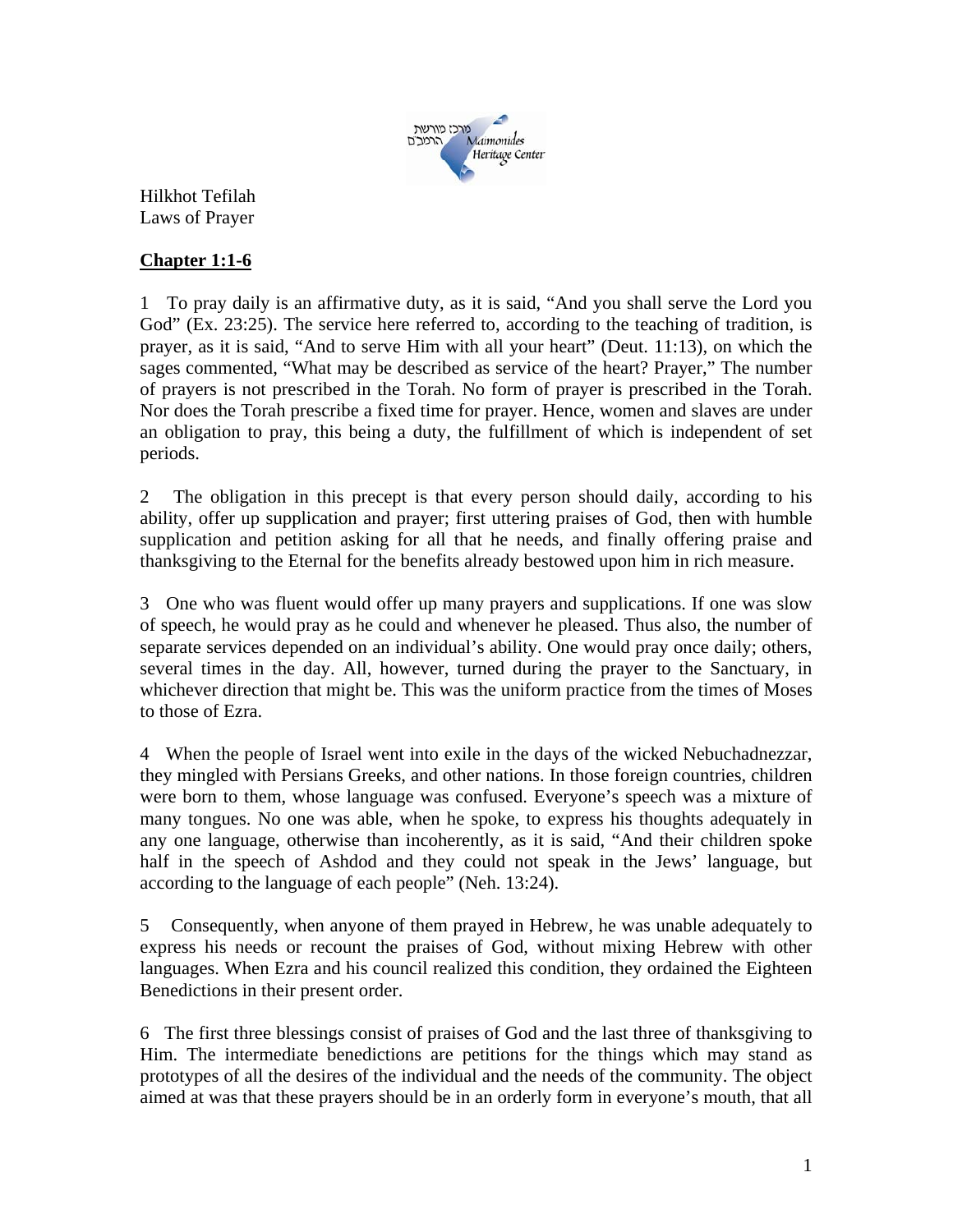Hilkhot Tefilah
Laws of Prayer

**Chapter 1:1-6**

1 To pray daily is an affirmative duty, as it is said, "And you shall serve the Lord you God" (Ex. 23:25). The service here referred to, according to the teaching of tradition, is prayer, as it is said, "And to serve Him with all your heart" (Deut. 11:13), on which the sages commented, "What may be described as service of the heart? Prayer," The number of prayers is not prescribed in the Torah. No form of prayer is prescribed in the Torah. Nor does the Torah prescribe a fixed time for prayer. Hence, women and slaves are under an obligation to pray, this being a duty, the fulfillment of which is independent of set periods.

2 The obligation in this precept is that every person should daily, according to his ability, offer up supplication and prayer; first uttering praises of God, then with humble supplication and petition asking for all that he needs, and finally offering praise and thanksgiving to the Eternal for the benefits already bestowed upon him in rich measure.

3 One who was fluent would offer up many prayers and supplications. If one was slow of speech, he would pray as he could and whenever he pleased. Thus also, the number of separate services depended on an individual's ability. One would pray once daily; others, several times in the day. All, however, turned during the prayer to the Sanctuary, in whichever direction that might be. This was the uniform practice from the times of Moses to those of Ezra.

4 When the people of Israel went into exile in the days of the wicked Nebuchadnezzar, they mingled with Persians Greeks, and other nations. In those foreign countries, children were born to them, whose language was confused. Everyone's speech was a mixture of many tongues. No one was able, when he spoke, to express his thoughts adequately in any one language, otherwise than incoherently, as it is said, "And their children spoke half in the speech of Ashdod and they could not speak in the Jews' language, but according to the language of each people" (Neh. 13:24).

5 Consequently, when anyone of them prayed in Hebrew, he was unable adequately to express his needs or recount the praises of God, without mixing Hebrew with other languages. When Ezra and his council realized this condition, they ordained the Eighteen Benedictions in their present order.

6 The first three blessings consist of praises of God and the last three of thanksgiving to Him. The intermediate benedictions are petitions for the things which may stand as prototypes of all the desires of the individual and the needs of the community. The object aimed at was that these prayers should be in an orderly form in everyone's mouth, that all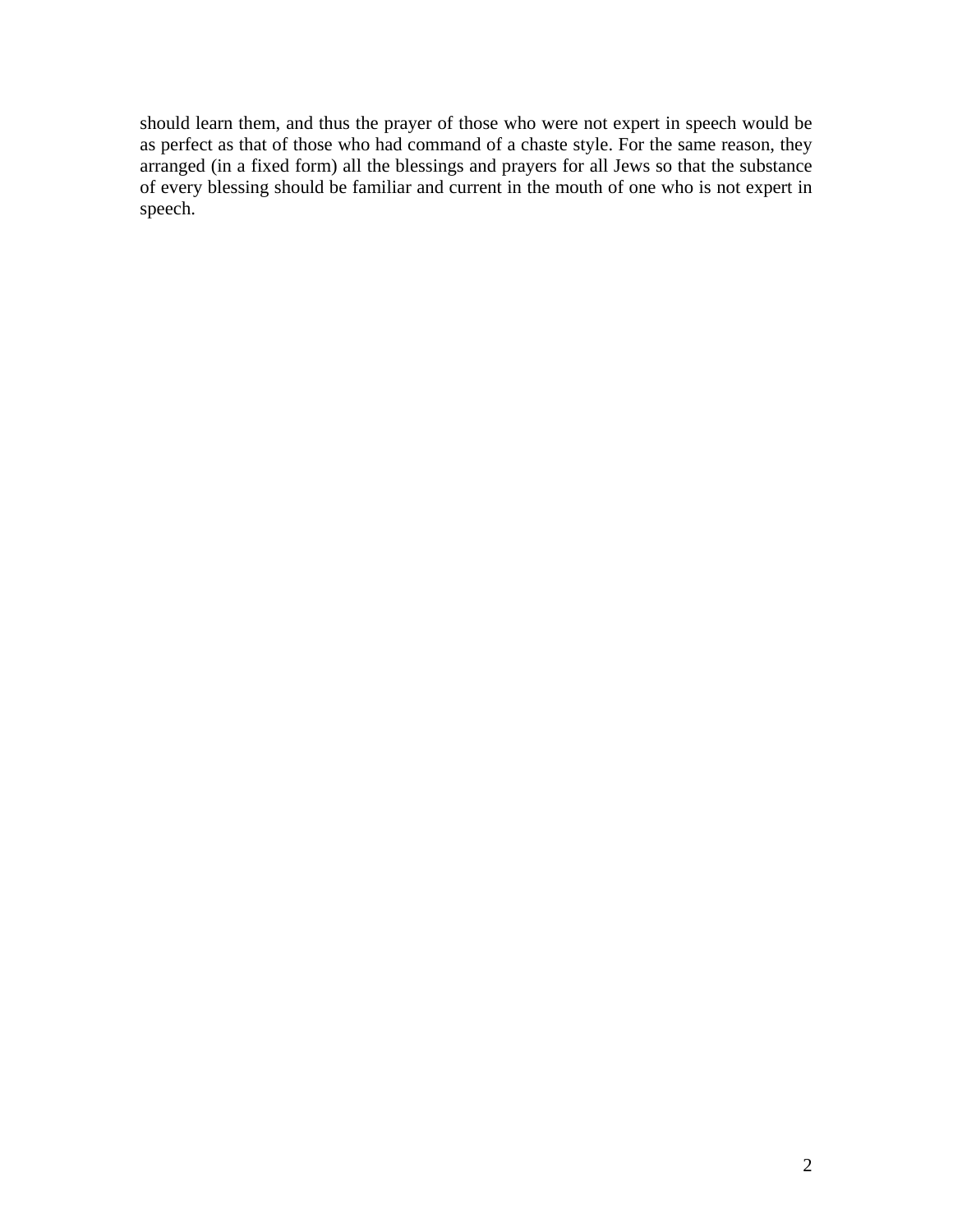should learn them, and thus the prayer of those who were not expert in speech would be as perfect as that of those who had command of a chaste style. For the same reason, they arranged (in a fixed form) all the blessings and prayers for all Jews so that the substance of every blessing should be familiar and current in the mouth of one who is not expert in speech.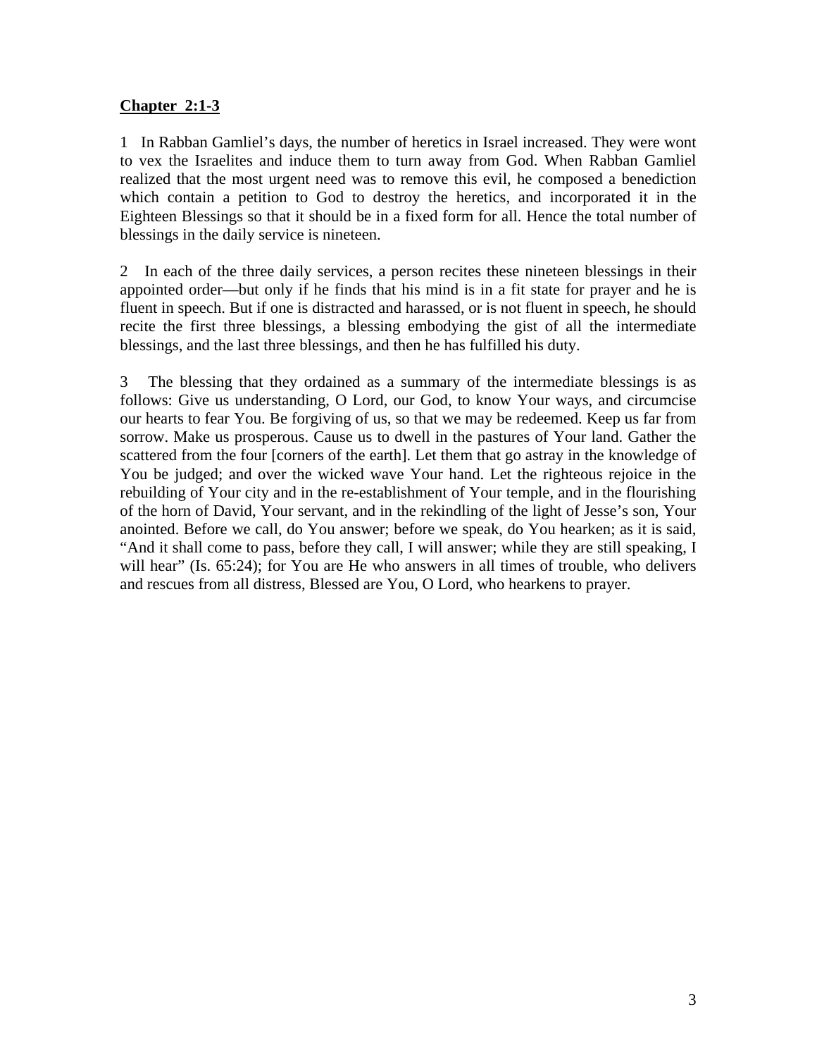**Chapter 2:1-3**

1 In Rabban Gamliel's days, the number of heretics in Israel increased. They were wont to vex the Israelites and induce them to turn away from God. When Rabban Gamliel realized that the most urgent need was to remove this evil, he composed a benediction which contain a petition to God to destroy the heretics, and incorporated it in the Eighteen Blessings so that it should be in a fixed form for all. Hence the total number of blessings in the daily service is nineteen.

2 In each of the three daily services, a person recites these nineteen blessings in their appointed order—but only if he finds that his mind is in a fit state for prayer and he is fluent in speech. But if one is distracted and harassed, or is not fluent in speech, he should recite the first three blessings, a blessing embodying the gist of all the intermediate blessings, and the last three blessings, and then he has fulfilled his duty.

3 The blessing that they ordained as a summary of the intermediate blessings is as follows: Give us understanding, O Lord, our God, to know Your ways, and circumcise our hearts to fear You. Be forgiving of us, so that we may be redeemed. Keep us far from sorrow. Make us prosperous. Cause us to dwell in the pastures of Your land. Gather the scattered from the four [corners of the earth]. Let them that go astray in the knowledge of You be judged; and over the wicked wave Your hand. Let the righteous rejoice in the rebuilding of Your city and in the re-establishment of Your temple, and in the flourishing of the horn of David, Your servant, and in the rekindling of the light of Jesse's son, Your anointed. Before we call, do You answer; before we speak, do You hearken; as it is said, "And it shall come to pass, before they call, I will answer; while they are still speaking, I will hear" (Is. 65:24); for You are He who answers in all times of trouble, who delivers and rescues from all distress, Blessed are You, O Lord, who hearkens to prayer.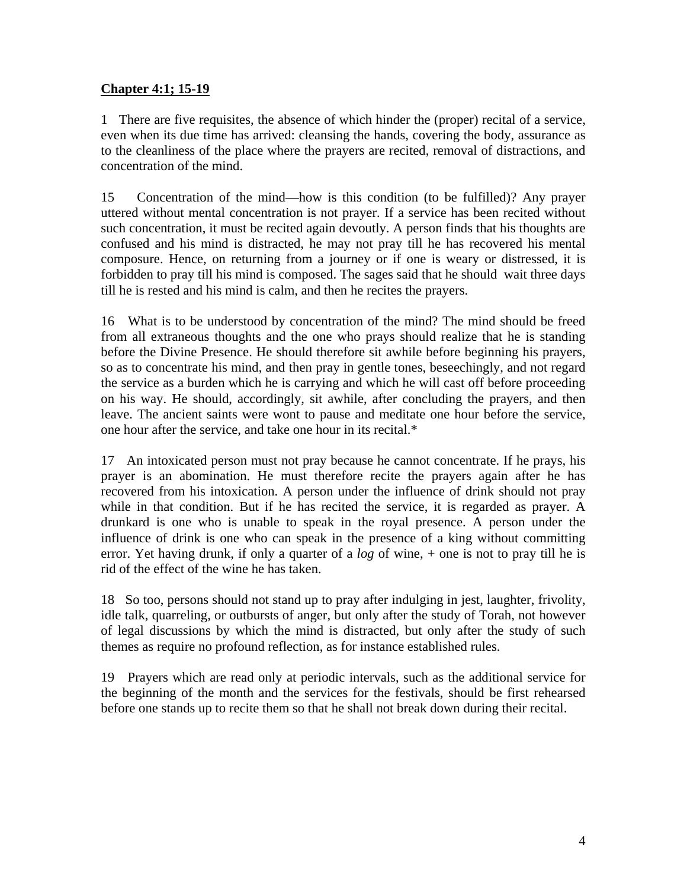**Chapter 4:1; 15-19**

1 There are five requisites, the absence of which hinder the (proper) recital of a service, even when its due time has arrived: cleansing the hands, covering the body, assurance as to the cleanliness of the place where the prayers are recited, removal of distractions, and concentration of the mind.

15 Concentration of the mind—how is this condition (to be fulfilled)? Any prayer uttered without mental concentration is not prayer. If a service has been recited without such concentration, it must be recited again devoutly. A person finds that his thoughts are confused and his mind is distracted, he may not pray till he has recovered his mental composure. Hence, on returning from a journey or if one is weary or distressed, it is forbidden to pray till his mind is composed. The sages said that he should wait three days till he is rested and his mind is calm, and then he recites the prayers.

16 What is to be understood by concentration of the mind? The mind should be freed from all extraneous thoughts and the one who prays should realize that he is standing before the Divine Presence. He should therefore sit awhile before beginning his prayers, so as to concentrate his mind, and then pray in gentle tones, beseechingly, and not regard the service as a burden which he is carrying and which he will cast off before proceeding on his way. He should, accordingly, sit awhile, after concluding the prayers, and then leave. The ancient saints were wont to pause and meditate one hour before the service, one hour after the service, and take one hour in its recital.*

17 An intoxicated person must not pray because he cannot concentrate. If he prays, his prayer is an abomination. He must therefore recite the prayers again after he has recovered from his intoxication. A person under the influence of drink should not pray while in that condition. But if he has recited the service, it is regarded as prayer. A drunkard is one who is unable to speak in the royal presence. A person under the influence of drink is one who can speak in the presence of a king without committing error. Yet having drunk, if only a quarter of a *log* of wine, + one is not to pray till he is rid of the effect of the wine he has taken.

18 So too, persons should not stand up to pray after indulging in jest, laughter, frivolity, idle talk, quarreling, or outbursts of anger, but only after the study of Torah, not however of legal discussions by which the mind is distracted, but only after the study of such themes as require no profound reflection, as for instance established rules.

19 Prayers which are read only at periodic intervals, such as the additional service for the beginning of the month and the services for the festivals, should be first rehearsed before one stands up to recite them so that he shall not break down during their recital.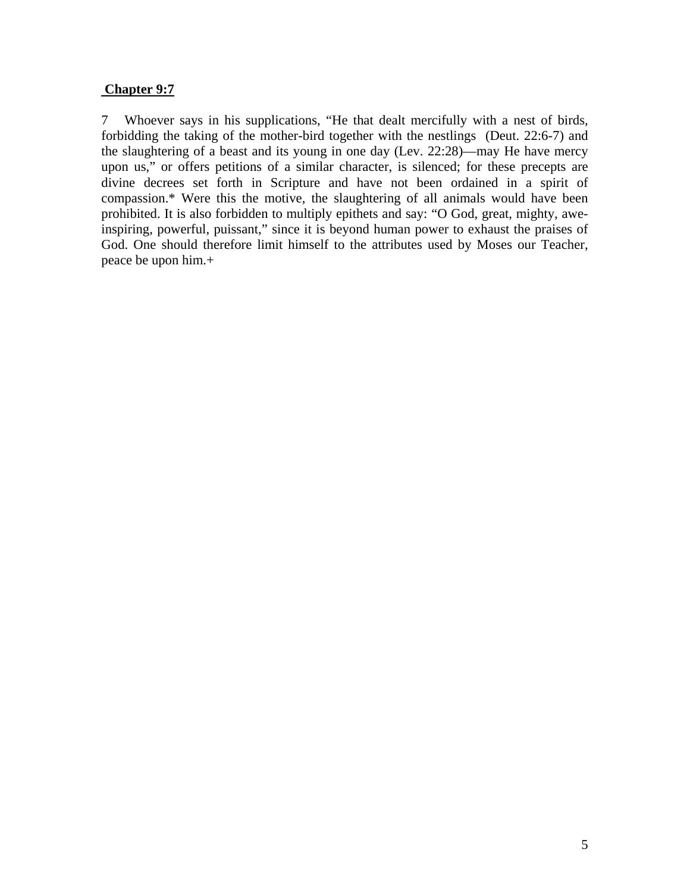**Chapter 9:7**

7 Whoever says in his supplications, “He that dealt mercifully with a nest of birds, forbidding the taking of the mother-bird together with the nestlings (Deut. 22:6-7) and the slaughtering of a beast and its young in one day (Lev. 22:28)—may He have mercy upon us,” or offers petitions of a similar character, is silenced; for these precepts are divine decrees set forth in Scripture and have not been ordained in a spirit of compassion.* Were this the motive, the slaughtering of all animals would have been prohibited. It is also forbidden to multiply epithets and say: “O God, great, mighty, awe-inspiring, powerful, puissant,” since it is beyond human power to exhaust the praises of God. One should therefore limit himself to the attributes used by Moses our Teacher, peace be upon him.+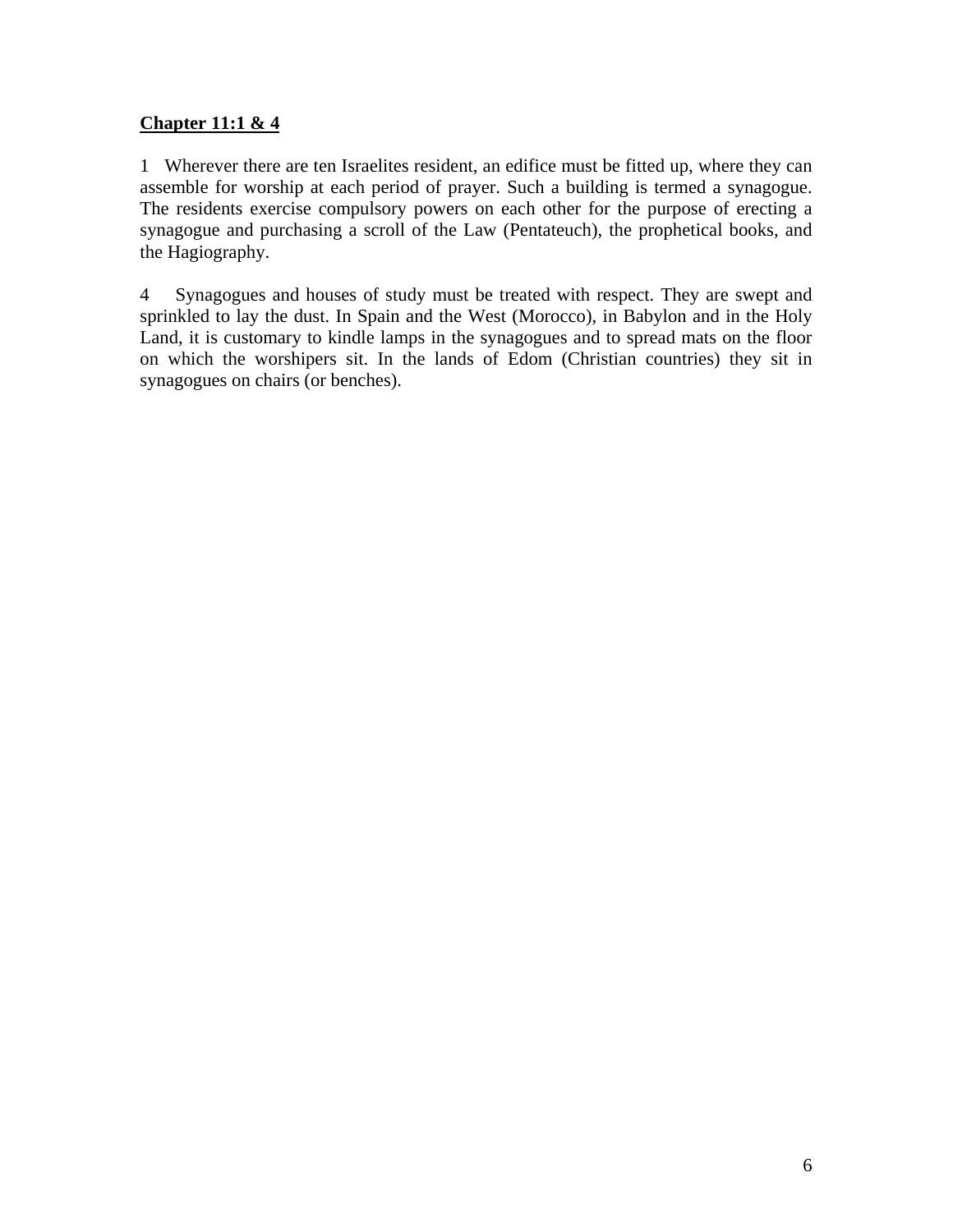**Chapter 11:1 & 4**

1 Wherever there are ten Israelites resident, an edifice must be fitted up, where they can assemble for worship at each period of prayer. Such a building is termed a synagogue. The residents exercise compulsory powers on each other for the purpose of erecting a synagogue and purchasing a scroll of the Law (Pentateuch), the prophetical books, and the Hagiography.

4 Synagogues and houses of study must be treated with respect. They are swept and sprinkled to lay the dust. In Spain and the West (Morocco), in Babylon and in the Holy Land, it is customary to kindle lamps in the synagogues and to spread mats on the floor on which the worshipers sit. In the lands of Edom (Christian countries) they sit in synagogues on chairs (or benches).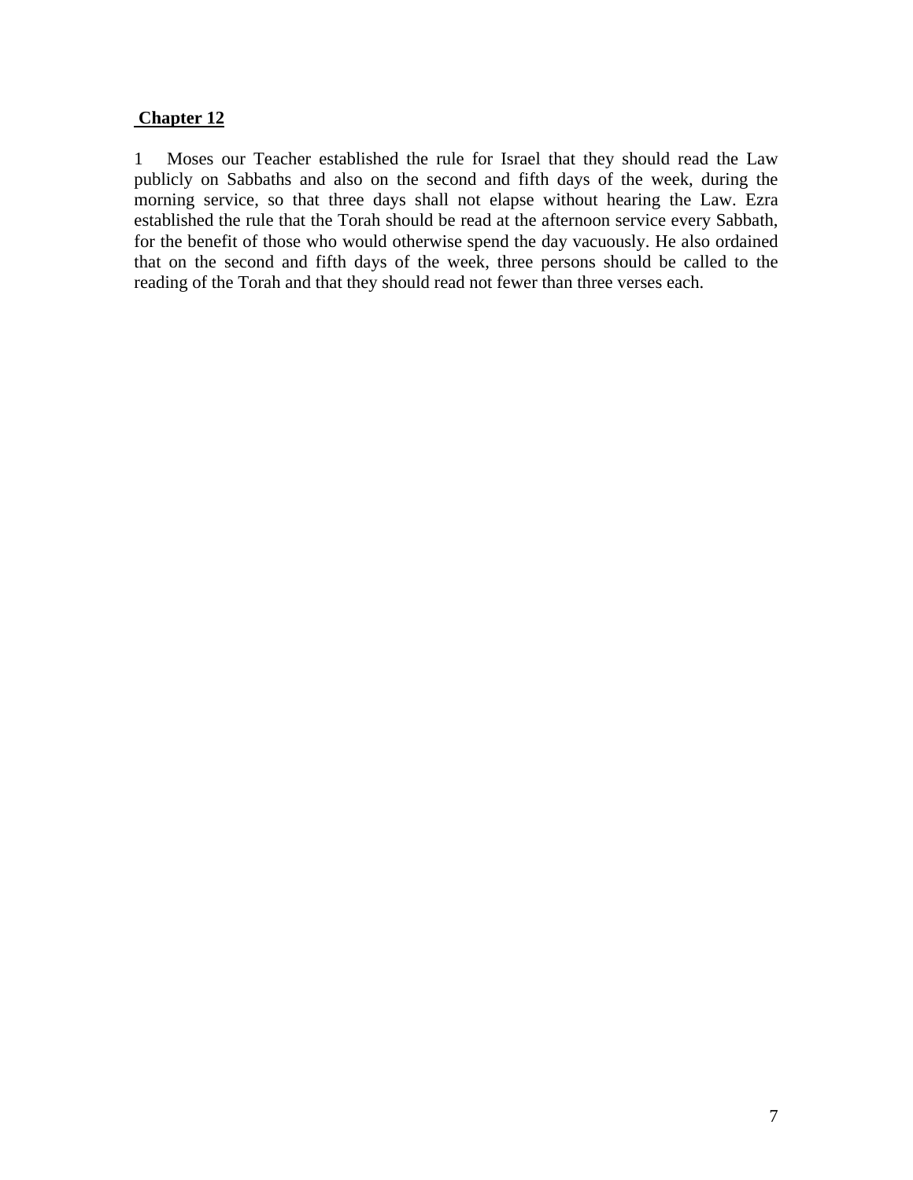**Chapter 12**

1 Moses our Teacher established the rule for Israel that they should read the Law publicly on Sabbaths and also on the second and fifth days of the week, during the morning service, so that three days shall not elapse without hearing the Law. Ezra established the rule that the Torah should be read at the afternoon service every Sabbath, for the benefit of those who would otherwise spend the day vacuously. He also ordained that on the second and fifth days of the week, three persons should be called to the reading of the Torah and that they should read not fewer than three verses each.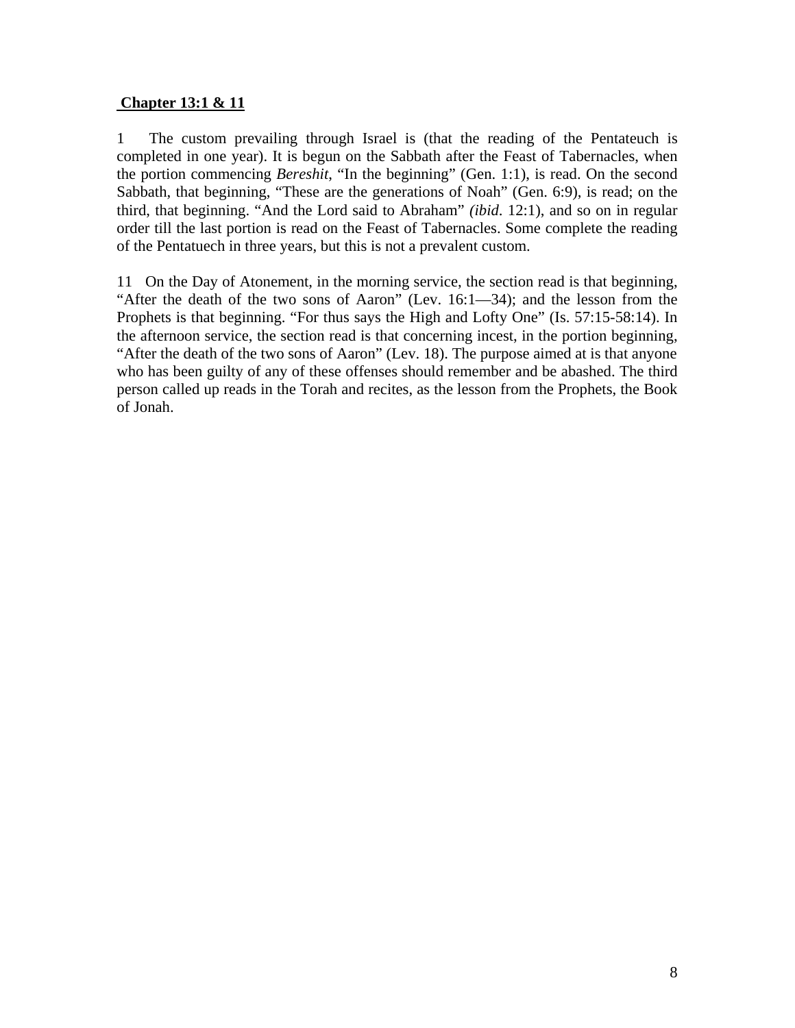**Chapter 13:1 & 11**

1 The custom prevailing through Israel is (that the reading of the Pentateuch is completed in one year). It is begun on the Sabbath after the Feast of Tabernacles, when the portion commencing *Bereshit*, "In the beginning" (Gen. 1:1), is read. On the second Sabbath, that beginning, "These are the generations of Noah" (Gen. 6:9), is read; on the third, that beginning. "And the Lord said to Abraham" *(ibid*. 12:1), and so on in regular order till the last portion is read on the Feast of Tabernacles. Some complete the reading of the Pentatuech in three years, but this is not a prevalent custom.

11 On the Day of Atonement, in the morning service, the section read is that beginning, "After the death of the two sons of Aaron" (Lev. 16:1—34); and the lesson from the Prophets is that beginning. "For thus says the High and Lofty One" (Is. 57:15-58:14). In the afternoon service, the section read is that concerning incest, in the portion beginning, "After the death of the two sons of Aaron" (Lev. 18). The purpose aimed at is that anyone who has been guilty of any of these offenses should remember and be abashed. The third person called up reads in the Torah and recites, as the lesson from the Prophets, the Book of Jonah.